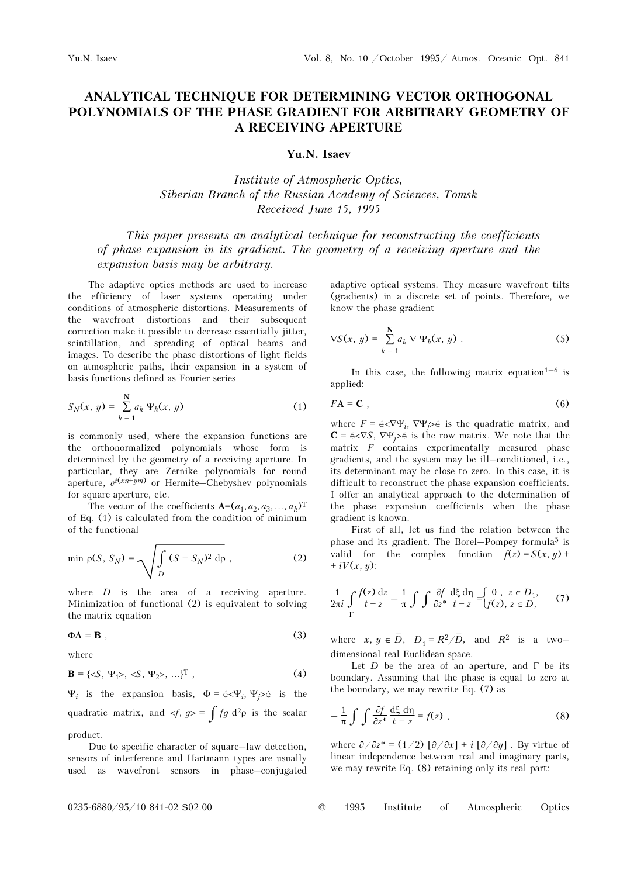# ANALYTICAL TECHNIQUE FOR DETERMINING VECTOR ORTHOGONAL POLYNOMIALS OF THE PHASE GRADIENT FOR ARBITRARY GEOMETRY OF A RECEIVING APERTURE

**Yu.N. Isaev**

*Institute of Atmospheric Optics,*
*Siberian Branch of the Russian Academy of Sciences, Tomsk*
*Received June 15, 1995*

*This paper presents an analytical technique for reconstructing the coefficients of phase expansion in its gradient. The geometry of a receiving aperture and the expansion basis may be arbitrary.*

The adaptive optics methods are used to increase the efficiency of laser systems operating under conditions of atmospheric distortions. Measurements of the wavefront distortions and their subsequent correction make it possible to decrease essentially jitter, scintillation, and spreading of optical beams and images. To describe the phase distortions of light fields on atmospheric paths, their expansion in a system of basis functions defined as Fourier series

$$S_N(x, y) = \sum_{k=1}^{N} a_k \, \Psi_k(x, y) \tag{1}$$

is commonly used, where the expansion functions are the orthonormalized polynomials whose form is determined by the geometry of a receiving aperture. In particular, they are Zernike polynomials for round aperture, $e^{i(xn+ym)}$ or Hermite–Chebyshev polynomials for square aperture, etc.

The vector of the coefficients $\mathbf{A}=(a_1, a_2, a_3, \ldots, a_k)^{\mathrm{T}}$ of Eq. (1) is calculated from the condition of minimum of the functional

$$\min \rho(S, S_N) = \sqrt{\int\limits_D (S - S_N)^2 \, \mathrm{d}\rho} \ , \tag{2}$$

where $D$ is the area of a receiving aperture. Minimization of functional (2) is equivalent to solving the matrix equation

$$\Phi \mathbf{A} = \mathbf{B} \ , \tag{3}$$

where

$$\mathbf{B} = \{<S, \Psi_1>, <S, \Psi_2>, \ldots\}^{\mathrm{T}} \ , \tag{4}$$

$\Psi_i$ is the expansion basis, $\Phi = ║<\Psi_i, \Psi_j>║$ is the quadratic matrix, and $<f, g> = \int fg \, \mathrm{d}^2\rho$ is the scalar product.

Due to specific character of square–law detection, sensors of interference and Hartmann types are usually used as wavefront sensors in phase–conjugated adaptive optical systems. They measure wavefront tilts (gradients) in a discrete set of points. Therefore, we know the phase gradient

$$\nabla S(x, y) = \sum_{k=1}^{N} a_k \, \nabla \, \Psi_k(x, y) \ . \tag{5}$$

In this case, the following matrix equation[1–4] is applied:

$$F\mathbf{A} = \mathbf{C} \ , \tag{6}$$

where $F = ║<\nabla\Psi_i, \nabla\Psi_j>║$ is the quadratic matrix, and $\mathbf{C} = ║<\nabla S, \nabla\Psi_j>║$ is the row matrix. We note that the matrix $F$ contains experimentally measured phase gradients, and the system may be ill–conditioned, i.e., its determinant may be close to zero. In this case, it is difficult to reconstruct the phase expansion coefficients. I offer an analytical approach to the determination of the phase expansion coefficients when the phase gradient is known.

First of all, let us find the relation between the phase and its gradient. The Borel–Pompey formula[5] is valid for the complex function $f(z) = S(x, y) + iV(x, y)$:

$$\frac{1}{2\pi i} \int\limits_{\Gamma} \frac{f(z) \, \mathrm{d}z}{t - z} - \frac{1}{\pi} \int \int \frac{\partial f}{\partial z^*} \frac{\mathrm{d}\xi \, \mathrm{d}\eta}{t - z} = \begin{cases} 0 \ , & z \in D_1, \\ f(z), & z \in D, \end{cases} \tag{7}$$

where $x, y \in \bar{D}$, $D_1 = R^2/\bar{D}$, and $R^2$ is a two–dimensional real Euclidean space.

Let $D$ be the area of an aperture, and $\Gamma$ be its boundary. Assuming that the phase is equal to zero at the boundary, we may rewrite Eq. (7) as

$$-\frac{1}{\pi} \int \int \frac{\partial f}{\partial z^*} \frac{\mathrm{d}\xi \, \mathrm{d}\eta}{t - z} = f(z) \ , \tag{8}$$

where $\partial/\partial z^* = (1/2) \, [\partial/\partial x] + i \, [\partial/\partial y]$ . By virtue of linear independence between real and imaginary parts, we may rewrite Eq. (8) retaining only its real part: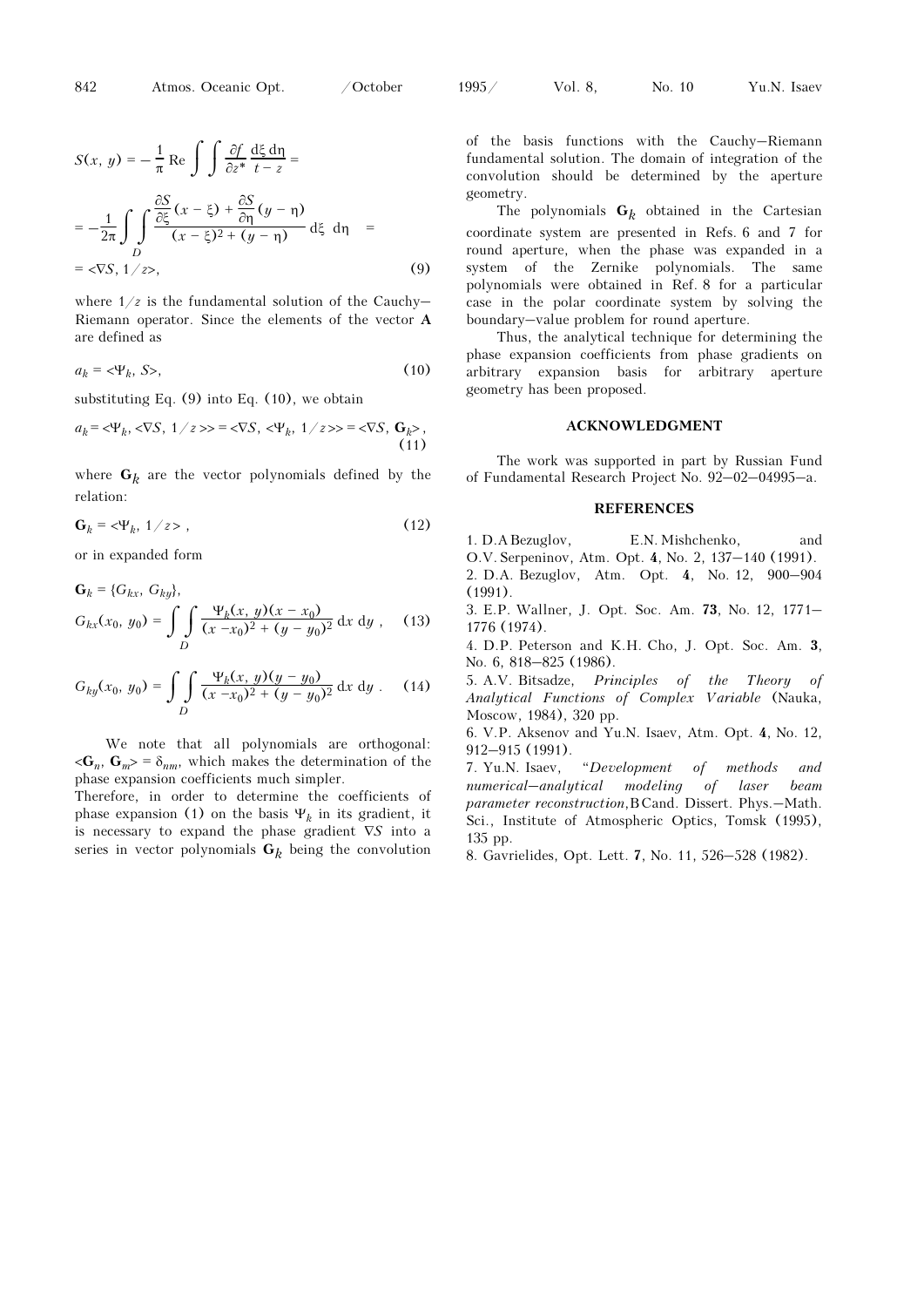$$S(x, y) = -\frac{1}{\pi} \operatorname{Re} \int\int \frac{\partial f}{\partial z^*} \frac{d\xi \, d\eta}{t - z} =$$

$$= -\frac{1}{2\pi} \int\int_D \frac{\frac{\partial S}{\partial \xi}(x - \xi) + \frac{\partial S}{\partial \eta}(y - \eta)}{(x - \xi)^2 + (y - \eta)} d\xi \; d\eta \quad =$$

$$= <\nabla S, 1/z>, \tag{9}$$

where $1/z$ is the fundamental solution of the Cauchy–Riemann operator. Since the elements of the vector $\mathbf{A}$ are defined as

$$a_k = <\Psi_k, S>, \tag{10}$$

substituting Eq. (9) into Eq. (10), we obtain

$$a_k = <\Psi_k, <\nabla S, 1/z>> = <\nabla S, <\Psi_k, 1/z>> = <\nabla S, \mathbf{G}_k>, \tag{11}$$

where $\mathbf{G}_k$ are the vector polynomials defined by the relation:

$$\mathbf{G}_k = <\Psi_k, 1/z> , \tag{12}$$

or in expanded form

$$\mathbf{G}_k = \{G_{kx}, G_{ky}\},$$

$$G_{kx}(x_0, y_0) = \int\int_D \frac{\Psi_k(x, y)(x - x_0)}{(x - x_0)^2 + (y - y_0)^2} dx \; dy \ , \tag{13}$$

$$G_{ky}(x_0, y_0) = \int\int_D \frac{\Psi_k(x, y)(y - y_0)}{(x - x_0)^2 + (y - y_0)^2} dx \; dy \ . \tag{14}$$

We note that all polynomials are orthogonal: $<\mathbf{G}_n, \mathbf{G}_m> = \delta_{nm}$, which makes the determination of the phase expansion coefficients much simpler.

Therefore, in order to determine the coefficients of phase expansion (1) on the basis $\Psi_k$ in its gradient, it is necessary to expand the phase gradient $\nabla S$ into a series in vector polynomials $\mathbf{G}_k$ being the convolution of the basis functions with the Cauchy–Riemann fundamental solution. The domain of integration of the convolution should be determined by the aperture geometry.

The polynomials $\mathbf{G}_k$ obtained in the Cartesian coordinate system are presented in Refs. 6 and 7 for round aperture, when the phase was expanded in a system of the Zernike polynomials. The same polynomials were obtained in Ref. 8 for a particular case in the polar coordinate system by solving the boundary–value problem for round aperture.

Thus, the analytical technique for determining the phase expansion coefficients from phase gradients on arbitrary expansion basis for arbitrary aperture geometry has been proposed.

## ACKNOWLEDGMENT

The work was supported in part by Russian Fund of Fundamental Research Project No. 92–02–04995–a.

## REFERENCES

1. D.A Bezuglov, E.N. Mishchenko, and O.V. Serpeninov, Atm. Opt. **4**, No. 2, 137–140 (1991).
2. D.A. Bezuglov, Atm. Opt. **4**, No. 12, 900–904 (1991).
3. E.P. Wallner, J. Opt. Soc. Am. **73**, No. 12, 1771–1776 (1974).
4. D.P. Peterson and K.H. Cho, J. Opt. Soc. Am. **3**, No. 6, 818–825 (1986).
5. A.V. Bitsadze, *Principles of the Theory of Analytical Functions of Complex Variable* (Nauka, Moscow, 1984), 320 pp.
6. V.P. Aksenov and Yu.N. Isaev, Atm. Opt. **4**, No. 12, 912–915 (1991).
7. Yu.N. Isaev, "*Development of methods and numerical–analytical modeling of laser beam parameter reconstruction*,B Cand. Dissert. Phys.–Math. Sci., Institute of Atmospheric Optics, Tomsk (1995), 135 pp.
8. Gavrielides, Opt. Lett. **7**, No. 11, 526–528 (1982).